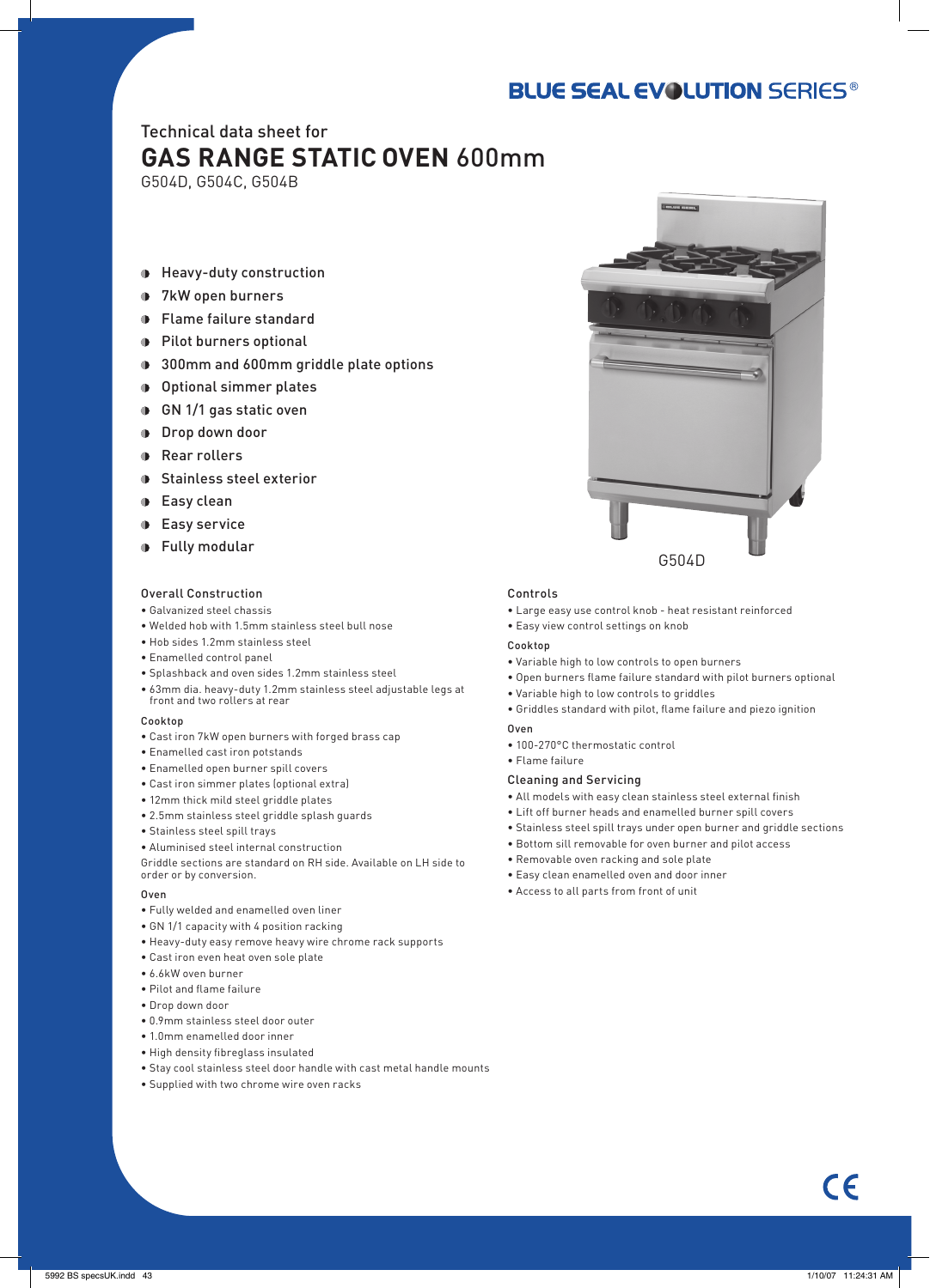BLUE SEAL EVOLUTION SERIES®

Technical data sheet for

# GAS RANGE STATIC OVEN 600mm

G504D, G504C, G504B

- Heavy-duty construction
- 7kW open burners
- Flame failure standard
- Pilot burners optional
- 300mm and 600mm griddle plate options
- Optional simmer plates
- GN 1/1 gas static oven
- Drop down door
- Rear rollers
- Stainless steel exterior
- Easy clean
- Easy service
- Fully modular

G504D

### Overall Construction

- Galvanized steel chassis
- Welded hob with 1.5mm stainless steel bull nose
- Hob sides 1.2mm stainless steel
- Enamelled control panel
- Splashback and oven sides 1.2mm stainless steel
- 63mm dia. heavy-duty 1.2mm stainless steel adjustable legs at front and two rollers at rear

### Cooktop

- Cast iron 7kW open burners with forged brass cap
- Enamelled cast iron potstands
- Enamelled open burner spill covers
- Cast iron simmer plates (optional extra)
- 12mm thick mild steel griddle plates
- 2.5mm stainless steel griddle splash guards
- Stainless steel spill trays
- Aluminised steel internal construction

Griddle sections are standard on RH side. Available on LH side to order or by conversion.

### Oven

- Fully welded and enamelled oven liner
- GN 1/1 capacity with 4 position racking
- Heavy-duty easy remove heavy wire chrome rack supports
- Cast iron even heat oven sole plate
- 6.6kW oven burner
- Pilot and flame failure
- Drop down door
- 0.9mm stainless steel door outer
- 1.0mm enamelled door inner
- High density fibreglass insulated
- Stay cool stainless steel door handle with cast metal handle mounts
- Supplied with two chrome wire oven racks

### Controls

- Large easy use control knob - heat resistant reinforced
- Easy view control settings on knob

### Cooktop

- Variable high to low controls to open burners
- Open burners flame failure standard with pilot burners optional
- Variable high to low controls to griddles
- Griddles standard with pilot, flame failure and piezo ignition

### Oven

- 100-270°C thermostatic control
- Flame failure

### Cleaning and Servicing

- All models with easy clean stainless steel external finish
- Lift off burner heads and enamelled burner spill covers
- Stainless steel spill trays under open burner and griddle sections
- Bottom sill removable for oven burner and pilot access
- Removable oven racking and sole plate
- Easy clean enamelled oven and door inner
- Access to all parts from front of unit

CE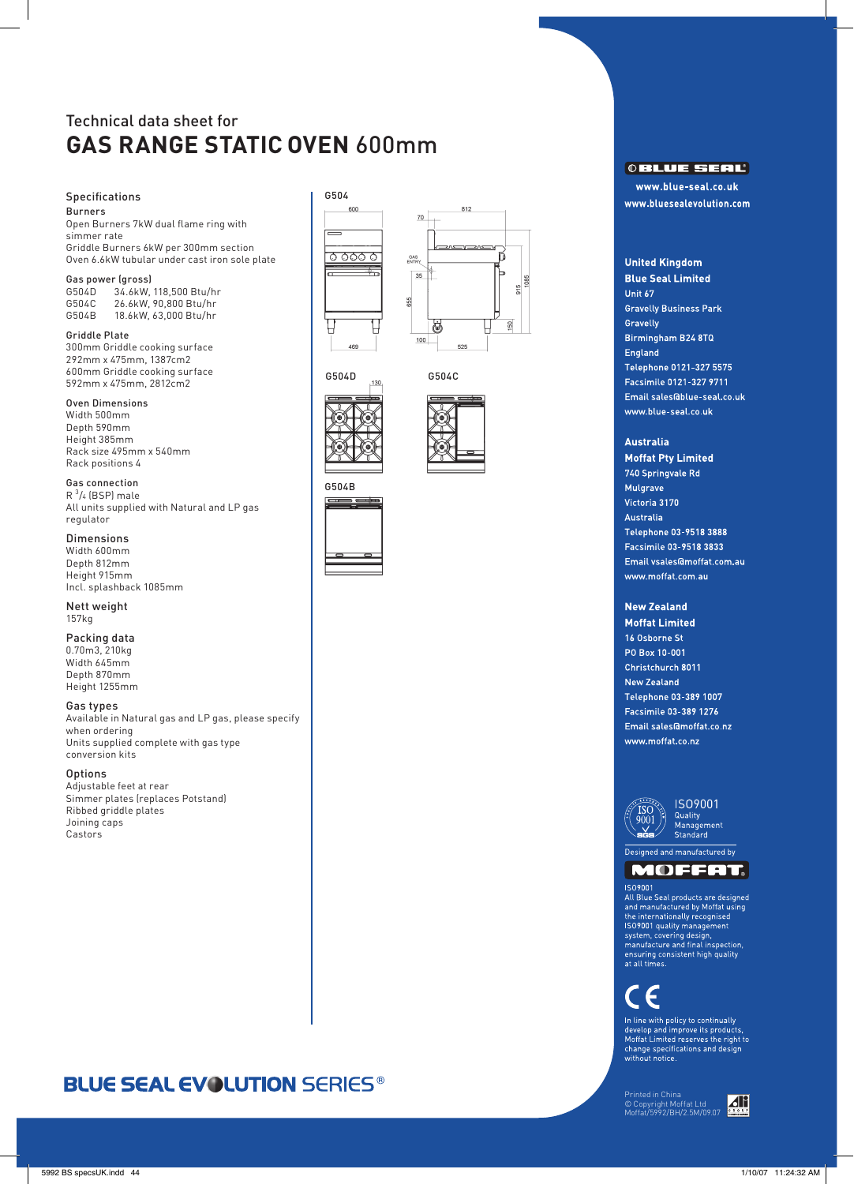Technical data sheet for

# GAS RANGE STATIC OVEN 600mm

## Specifications

**Burners**
Open Burners 7kW dual flame ring with simmer rate
Griddle Burners 6kW per 300mm section
Oven 6.6kW tubular under cast iron sole plate

**Gas power (gross)**

| | |
|---|---|
| G504D | 34.6kW, 118,500 Btu/hr |
| G504C | 26.6kW, 90,800 Btu/hr |
| G504B | 18.6kW, 63,000 Btu/hr |

**Griddle Plate**
300mm Griddle cooking surface
292mm x 475mm, 1387cm2
600mm Griddle cooking surface
592mm x 475mm, 2812cm2

**Oven Dimensions**
Width 500mm
Depth 590mm
Height 385mm
Rack size 495mm x 540mm
Rack positions 4

**Gas connection**
R 3/4 (BSP) male
All units supplied with Natural and LP gas regulator

**Dimensions**
Width 600mm
Depth 812mm
Height 915mm
Incl. splashback 1085mm

**Nett weight**
157kg

**Packing data**
0.70m3, 210kg
Width 645mm
Depth 870mm
Height 1255mm

**Gas types**
Available in Natural gas and LP gas, please specify when ordering
Units supplied complete with gas type conversion kits

**Options**
Adjustable feet at rear
Simmer plates (replaces Potstand)
Ribbed griddle plates
Joining caps
Castors

G504

600
812
70
GAS ENTRY
35
655
915
1085
150
100
525
469

G504D

130

G504C

G504B

BLUE SEAL EVOLUTION SERIES®

BLUE SEAL
www.blue-seal.co.uk
www.bluesealevolution.com

**United Kingdom**
**Blue Seal Limited**
Unit 67
Gravelly Business Park
Gravelly
Birmingham B24 8TQ
England
Telephone 0121-327 5575
Facsimile 0121-327 9711
Email sales@blue-seal.co.uk
www.blue-seal.co.uk

**Australia**
**Moffat Pty Limited**
740 Springvale Rd
Mulgrave
Victoria 3170
Australia
Telephone 03-9518 3888
Facsimile 03-9518 3833
Email vsales@moffat.com.au
www.moffat.com.au

**New Zealand**
**Moffat Limited**
16 Osborne St
PO Box 10-001
Christchurch 8011
New Zealand
Telephone 03-389 1007
Facsimile 03-389 1276
Email sales@moffat.co.nz
www.moffat.co.nz

ISO9001 Quality Management Standard

Designed and manufactured by
MOFFAT

ISO9001
All Blue Seal products are designed and manufactured by Moffat using the internationally recognised ISO9001 quality management system, covering design, manufacture and final inspection, ensuring consistent high quality at all times.

CE

In line with policy to continually develop and improve its products, Moffat Limited reserves the right to change specifications and design without notice.

Printed in China
© Copyright Moffat Ltd
Moffat/5992/BH/2.5M/09.07